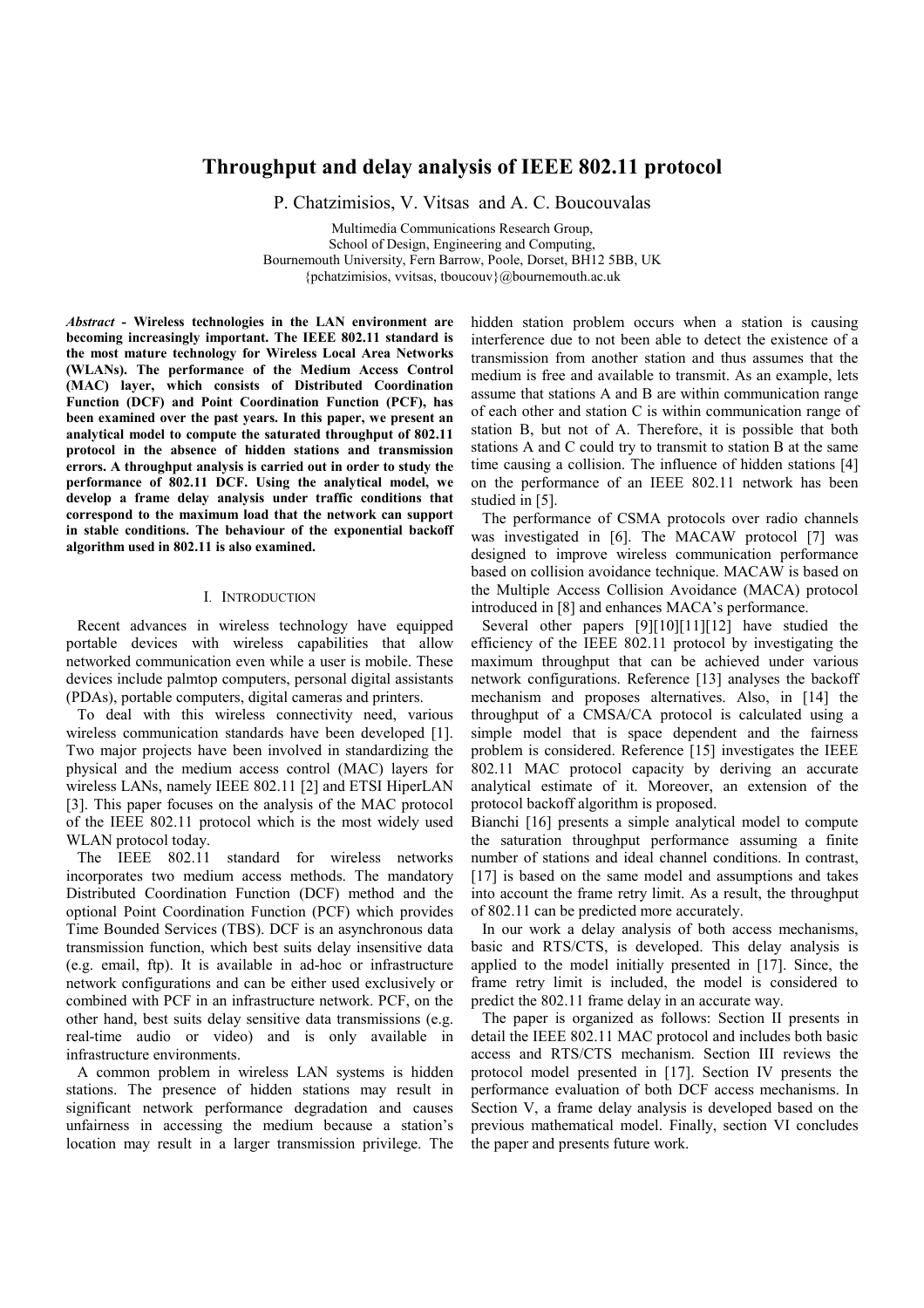# Throughput and delay analysis of IEEE 802.11 protocol

P. Chatzimisios, V. Vitsas and A. C. Boucouvalas

Multimedia Communications Research Group,
School of Design, Engineering and Computing,
Bournemouth University, Fern Barrow, Poole, Dorset, BH12 5BB, UK
{pchatzimisios, vvitsas, tboucouv}@bournemouth.ac.uk

***Abstract* - Wireless technologies in the LAN environment are becoming increasingly important. The IEEE 802.11 standard is the most mature technology for Wireless Local Area Networks (WLANs). The performance of the Medium Access Control (MAC) layer, which consists of Distributed Coordination Function (DCF) and Point Coordination Function (PCF), has been examined over the past years. In this paper, we present an analytical model to compute the saturated throughput of 802.11 protocol in the absence of hidden stations and transmission errors. A throughput analysis is carried out in order to study the performance of 802.11 DCF. Using the analytical model, we develop a frame delay analysis under traffic conditions that correspond to the maximum load that the network can support in stable conditions. The behaviour of the exponential backoff algorithm used in 802.11 is also examined.**

## I. INTRODUCTION

Recent advances in wireless technology have equipped portable devices with wireless capabilities that allow networked communication even while a user is mobile. These devices include palmtop computers, personal digital assistants (PDAs), portable computers, digital cameras and printers.

To deal with this wireless connectivity need, various wireless communication standards have been developed [1]. Two major projects have been involved in standardizing the physical and the medium access control (MAC) layers for wireless LANs, namely IEEE 802.11 [2] and ETSI HiperLAN [3]. This paper focuses on the analysis of the MAC protocol of the IEEE 802.11 protocol which is the most widely used WLAN protocol today.

The IEEE 802.11 standard for wireless networks incorporates two medium access methods. The mandatory Distributed Coordination Function (DCF) method and the optional Point Coordination Function (PCF) which provides Time Bounded Services (TBS). DCF is an asynchronous data transmission function, which best suits delay insensitive data (e.g. email, ftp). It is available in ad-hoc or infrastructure network configurations and can be either used exclusively or combined with PCF in an infrastructure network. PCF, on the other hand, best suits delay sensitive data transmissions (e.g. real-time audio or video) and is only available in infrastructure environments.

A common problem in wireless LAN systems is hidden stations. The presence of hidden stations may result in significant network performance degradation and causes unfairness in accessing the medium because a station's location may result in a larger transmission privilege. The hidden station problem occurs when a station is causing interference due to not been able to detect the existence of a transmission from another station and thus assumes that the medium is free and available to transmit. As an example, lets assume that stations A and B are within communication range of each other and station C is within communication range of station B, but not of A. Therefore, it is possible that both stations A and C could try to transmit to station B at the same time causing a collision. The influence of hidden stations [4] on the performance of an IEEE 802.11 network has been studied in [5].

The performance of CSMA protocols over radio channels was investigated in [6]. The MACAW protocol [7] was designed to improve wireless communication performance based on collision avoidance technique. MACAW is based on the Multiple Access Collision Avoidance (MACA) protocol introduced in [8] and enhances MACA's performance.

Several other papers [9][10][11][12] have studied the efficiency of the IEEE 802.11 protocol by investigating the maximum throughput that can be achieved under various network configurations. Reference [13] analyses the backoff mechanism and proposes alternatives. Also, in [14] the throughput of a CMSA/CA protocol is calculated using a simple model that is space dependent and the fairness problem is considered. Reference [15] investigates the IEEE 802.11 MAC protocol capacity by deriving an accurate analytical estimate of it. Moreover, an extension of the protocol backoff algorithm is proposed.

Bianchi [16] presents a simple analytical model to compute the saturation throughput performance assuming a finite number of stations and ideal channel conditions. In contrast, [17] is based on the same model and assumptions and takes into account the frame retry limit. As a result, the throughput of 802.11 can be predicted more accurately.

In our work a delay analysis of both access mechanisms, basic and RTS/CTS, is developed. This delay analysis is applied to the model initially presented in [17]. Since, the frame retry limit is included, the model is considered to predict the 802.11 frame delay in an accurate way.

The paper is organized as follows: Section II presents in detail the IEEE 802.11 MAC protocol and includes both basic access and RTS/CTS mechanism. Section III reviews the protocol model presented in [17]. Section IV presents the performance evaluation of both DCF access mechanisms. In Section V, a frame delay analysis is developed based on the previous mathematical model. Finally, section VI concludes the paper and presents future work.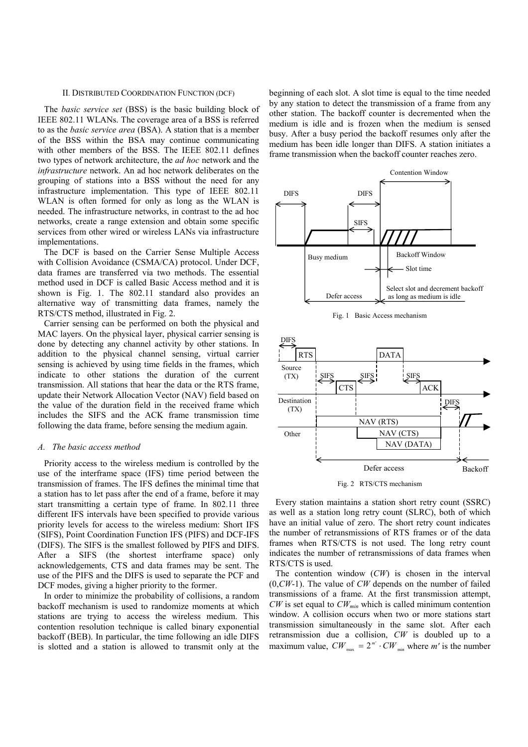## II. DISTRIBUTED COORDINATION FUNCTION (DCF)

The *basic service set* (BSS) is the basic building block of IEEE 802.11 WLANs. The coverage area of a BSS is referred to as the *basic service area* (BSA). A station that is a member of the BSS within the BSA may continue communicating with other members of the BSS. The IEEE 802.11 defines two types of network architecture, the *ad hoc* network and the *infrastructure* network. An ad hoc network deliberates on the grouping of stations into a BSS without the need for any infrastructure implementation. This type of IEEE 802.11 WLAN is often formed for only as long as the WLAN is needed. The infrastructure networks, in contrast to the ad hoc networks, create a range extension and obtain some specific services from other wired or wireless LANs via infrastructure implementations.

The DCF is based on the Carrier Sense Multiple Access with Collision Avoidance (CSMA/CA) protocol. Under DCF, data frames are transferred via two methods. The essential method used in DCF is called Basic Access method and it is shown is Fig. 1. The 802.11 standard also provides an alternative way of transmitting data frames, namely the RTS/CTS method, illustrated in Fig. 2.

Carrier sensing can be performed on both the physical and MAC layers. On the physical layer, physical carrier sensing is done by detecting any channel activity by other stations. In addition to the physical channel sensing, virtual carrier sensing is achieved by using time fields in the frames, which indicate to other stations the duration of the current transmission. All stations that hear the data or the RTS frame, update their Network Allocation Vector (NAV) field based on the value of the duration field in the received frame which includes the SIFS and the ACK frame transmission time following the data frame, before sensing the medium again.

### A. The basic access method

Priority access to the wireless medium is controlled by the use of the interframe space (IFS) time period between the transmission of frames. The IFS defines the minimal time that a station has to let pass after the end of a frame, before it may start transmitting a certain type of frame. In 802.11 three different IFS intervals have been specified to provide various priority levels for access to the wireless medium: Short IFS (SIFS), Point Coordination Function IFS (PIFS) and DCF-IFS (DIFS). The SIFS is the smallest followed by PIFS and DIFS. After a SIFS (the shortest interframe space) only acknowledgements, CTS and data frames may be sent. The use of the PIFS and the DIFS is used to separate the PCF and DCF modes, giving a higher priority to the former.

In order to minimize the probability of collisions, a random backoff mechanism is used to randomize moments at which stations are trying to access the wireless medium. This contention resolution technique is called binary exponential backoff (BEB). In particular, the time following an idle DIFS is slotted and a station is allowed to transmit only at the beginning of each slot. A slot time is equal to the time needed by any station to detect the transmission of a frame from any other station. The backoff counter is decremented when the medium is idle and is frozen when the medium is sensed busy. After a busy period the backoff resumes only after the medium has been idle longer than DIFS. A station initiates a frame transmission when the backoff counter reaches zero.

Fig. 1 Basic Access mechanism

Fig. 2 RTS/CTS mechanism

Every station maintains a station short retry count (SSRC) as well as a station long retry count (SLRC), both of which have an initial value of zero. The short retry count indicates the number of retransmissions of RTS frames or of the data frames when RTS/CTS is not used. The long retry count indicates the number of retransmissions of data frames when RTS/CTS is used.

The contention window (*CW*) is chosen in the interval (0,*CW*-1). The value of *CW* depends on the number of failed transmissions of a frame. At the first transmission attempt, *CW* is set equal to $CW_{min}$ which is called minimum contention window. A collision occurs when two or more stations start transmission simultaneously in the same slot. After each retransmission due a collision, *CW* is doubled up to a maximum value, $CW_{max} = 2^{m'} \cdot CW_{min}$ where $m'$ is the number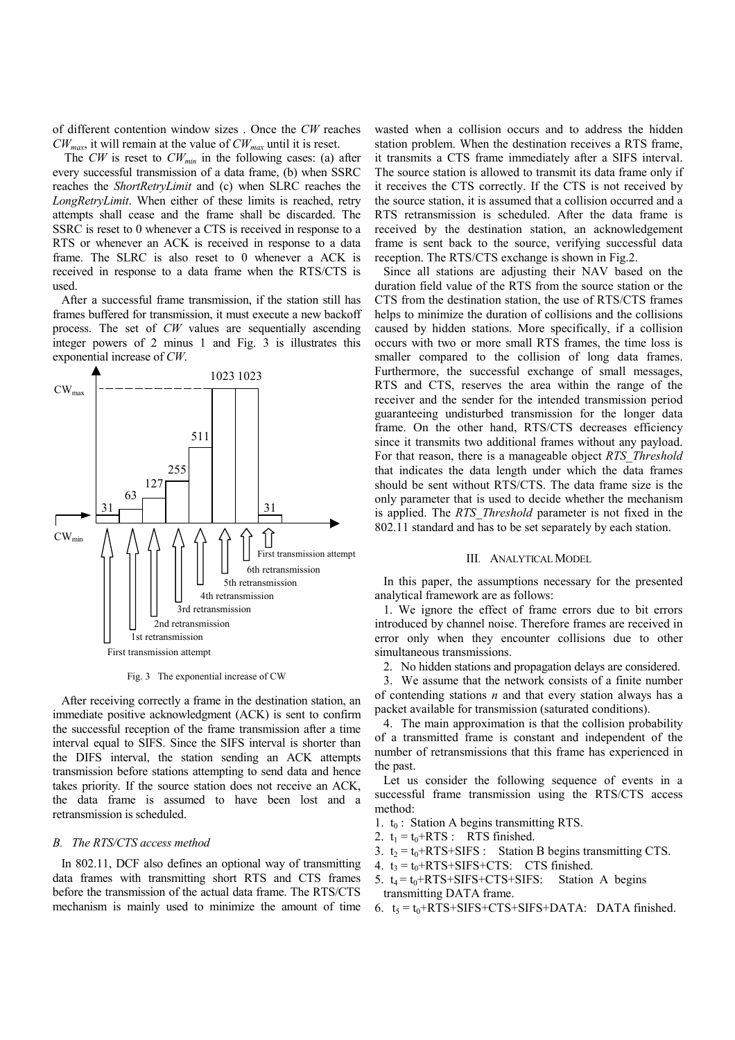of different contention window sizes . Once the *CW* reaches $CW_{max}$, it will remain at the value of $CW_{max}$ until it is reset.

The *CW* is reset to $CW_{min}$ in the following cases: (a) after every successful transmission of a data frame, (b) when SSRC reaches the *ShortRetryLimit* and (c) when SLRC reaches the *LongRetryLimit*. When either of these limits is reached, retry attempts shall cease and the frame shall be discarded. The SSRC is reset to 0 whenever a CTS is received in response to a RTS or whenever an ACK is received in response to a data frame. The SLRC is also reset to 0 whenever a ACK is received in response to a data frame when the RTS/CTS is used.

After a successful frame transmission, if the station still has frames buffered for transmission, it must execute a new backoff process. The set of *CW* values are sequentially ascending integer powers of 2 minus 1 and Fig. 3 is illustrates this exponential increase of *CW*.

Fig. 3 The exponential increase of CW

After receiving correctly a frame in the destination station, an immediate positive acknowledgment (ACK) is sent to confirm the successful reception of the frame transmission after a time interval equal to SIFS. Since the SIFS interval is shorter than the DIFS interval, the station sending an ACK attempts transmission before stations attempting to send data and hence takes priority. If the source station does not receive an ACK, the data frame is assumed to have been lost and a retransmission is scheduled.

### B. The RTS/CTS access method

In 802.11, DCF also defines an optional way of transmitting data frames with transmitting short RTS and CTS frames before the transmission of the actual data frame. The RTS/CTS mechanism is mainly used to minimize the amount of time wasted when a collision occurs and to address the hidden station problem. When the destination receives a RTS frame, it transmits a CTS frame immediately after a SIFS interval. The source station is allowed to transmit its data frame only if it receives the CTS correctly. If the CTS is not received by the source station, it is assumed that a collision occurred and a RTS retransmission is scheduled. After the data frame is received by the destination station, an acknowledgement frame is sent back to the source, verifying successful data reception. The RTS/CTS exchange is shown in Fig.2.

Since all stations are adjusting their NAV based on the duration field value of the RTS from the source station or the CTS from the destination station, the use of RTS/CTS frames helps to minimize the duration of collisions and the collisions caused by hidden stations. More specifically, if a collision occurs with two or more small RTS frames, the time loss is smaller compared to the collision of long data frames. Furthermore, the successful exchange of small messages, RTS and CTS, reserves the area within the range of the receiver and the sender for the intended transmission period guaranteeing undisturbed transmission for the longer data frame. On the other hand, RTS/CTS decreases efficiency since it transmits two additional frames without any payload. For that reason, there is a manageable object *RTS_Threshold* that indicates the data length under which the data frames should be sent without RTS/CTS. The data frame size is the only parameter that is used to decide whether the mechanism is applied. The *RTS_Threshold* parameter is not fixed in the 802.11 standard and has to be set separately by each station.

## III. ANALYTICAL MODEL

In this paper, the assumptions necessary for the presented analytical framework are as follows:

1. We ignore the effect of frame errors due to bit errors introduced by channel noise. Therefore frames are received in error only when they encounter collisions due to other simultaneous transmissions.
2. No hidden stations and propagation delays are considered.
3. We assume that the network consists of a finite number of contending stations *n* and that every station always has a packet available for transmission (saturated conditions).
4. The main approximation is that the collision probability of a transmitted frame is constant and independent of the number of retransmissions that this frame has experienced in the past.

Let us consider the following sequence of events in a successful frame transmission using the RTS/CTS access method:

1. $t_0$ : Station A begins transmitting RTS.
2. $t_1 = t_0$+RTS : RTS finished.
3. $t_2 = t_0$+RTS+SIFS : Station B begins transmitting CTS.
4. $t_3 = t_0$+RTS+SIFS+CTS: CTS finished.
5. $t_4 = t_0$+RTS+SIFS+CTS+SIFS: Station A begins transmitting DATA frame.
6. $t_5 = t_0$+RTS+SIFS+CTS+SIFS+DATA: DATA finished.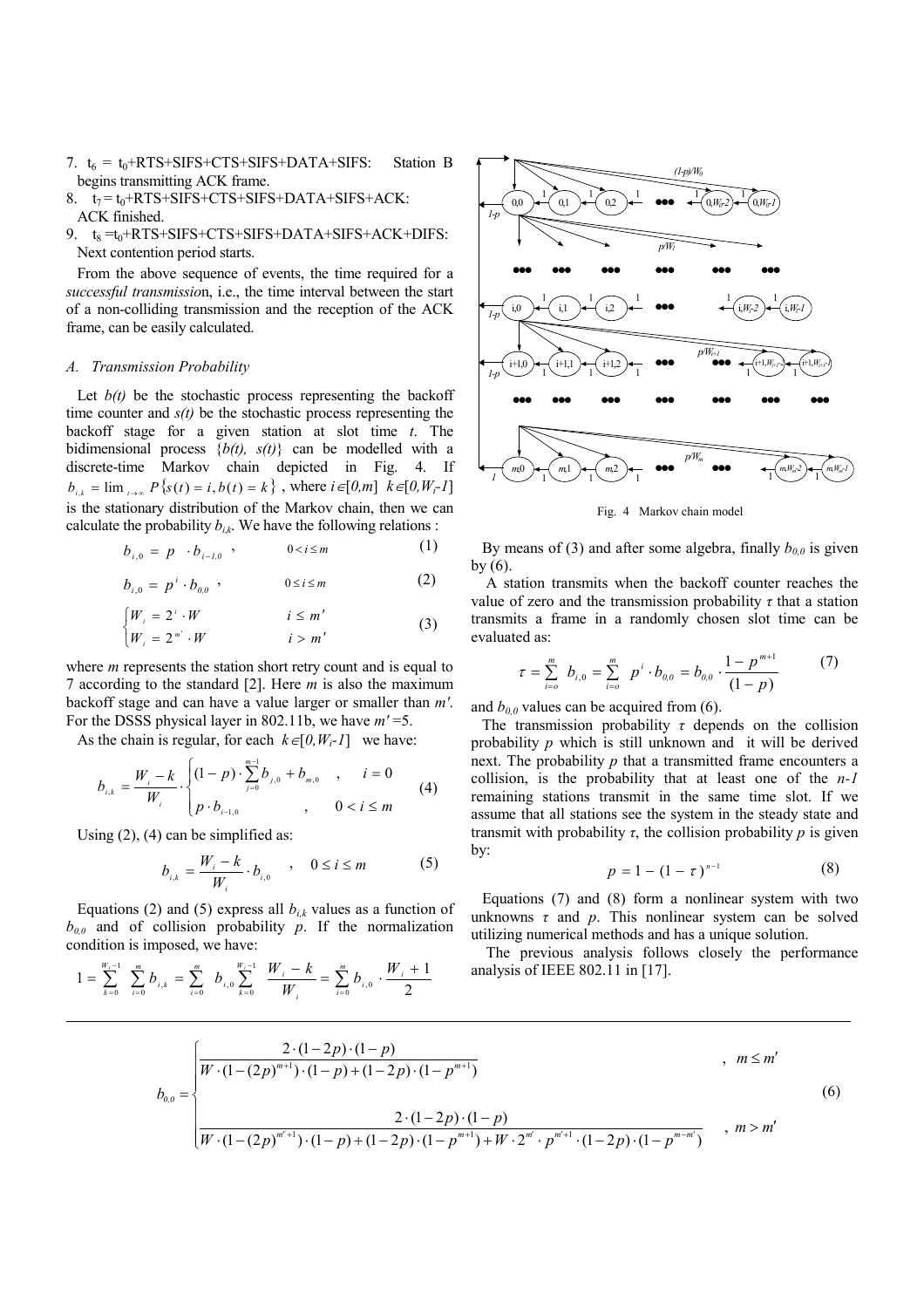7. $t_6$ = $t_0$+RTS+SIFS+CTS+SIFS+DATA+SIFS: Station B begins transmitting ACK frame.
8. $t_7$ = $t_0$+RTS+SIFS+CTS+SIFS+DATA+SIFS+ACK: ACK finished.
9. $t_8$ =$t_0$+RTS+SIFS+CTS+SIFS+DATA+SIFS+ACK+DIFS: Next contention period starts.

From the above sequence of events, the time required for a *successful transmission*, i.e., the time interval between the start of a non-colliding transmission and the reception of the ACK frame, can be easily calculated.

### *A. Transmission Probability*

Let *b(t)* be the stochastic process representing the backoff time counter and *s(t)* be the stochastic process representing the backoff stage for a given station at slot time *t*. The bidimensional process $\{b(t),\ s(t)\}$ can be modelled with a discrete-time Markov chain depicted in Fig. 4. If $b_{i,k} = \lim_{t\to\infty} P\{s(t)=i, b(t)=k\}$, where $i \in [0,m]$ $k \in [0, W_i\text{-}1]$ is the stationary distribution of the Markov chain, then we can calculate the probability $b_{i,k}$. We have the following relations :

$$b_{i,0} = p \cdot b_{i-1,0}\ , \qquad 0 < i \le m \tag{1}$$

$$b_{i,0} = p^i \cdot b_{0,0}\ , \qquad 0 \le i \le m \tag{2}$$

$$\begin{cases} W_i = 2^i \cdot W & i \le m' \\ W_i = 2^{m'} \cdot W & i > m' \end{cases} \tag{3}$$

where *m* represents the station short retry count and is equal to 7 according to the standard [2]. Here *m* is also the maximum backoff stage and can have a value larger or smaller than *m′*. For the DSSS physical layer in 802.11b, we have *m′* =5.

As the chain is regular, for each $k \in [0, W_i\text{-}1]$ we have:

$$b_{i,k} = \frac{W_i - k}{W_i} \cdot \begin{cases} (1-p)\cdot \sum_{j=0}^{m-1} b_{j,0} + b_{m,0} & ,\quad i = 0 \\ p \cdot b_{i-1,0} & ,\quad 0 < i \le m \end{cases} \tag{4}$$

Using (2), (4) can be simplified as:

$$b_{i,k} = \frac{W_i - k}{W_i} \cdot b_{i,0} \quad ,\quad 0 \le i \le m \tag{5}$$

Equations (2) and (5) express all $b_{i,k}$ values as a function of $b_{0,0}$ and of collision probability *p*. If the normalization condition is imposed, we have:

$$1 = \sum_{k=0}^{W_i-1} \sum_{i=0}^{m} b_{i,k} = \sum_{i=0}^{m} b_{i,0} \sum_{k=0}^{W_i-1} \frac{W_i - k}{W_i} = \sum_{i=0}^{m} b_{i,0} \cdot \frac{W_i + 1}{2}$$

Fig. 4 Markov chain model

By means of (3) and after some algebra, finally $b_{0,0}$ is given by (6).

A station transmits when the backoff counter reaches the value of zero and the transmission probability $\tau$ that a station transmits a frame in a randomly chosen slot time can be evaluated as:

$$\tau = \sum_{i=o}^{m} b_{i,0} = \sum_{i=o}^{m} p^i \cdot b_{0,0} = b_{0,0} \cdot \frac{1-p^{m+1}}{(1-p)} \tag{7}$$

and $b_{0,0}$ values can be acquired from (6).

The transmission probability $\tau$ depends on the collision probability *p* which is still unknown and it will be derived next. The probability *p* that a transmitted frame encounters a collision, is the probability that at least one of the *n-1* remaining stations transmit in the same time slot. If we assume that all stations see the system in the steady state and transmit with probability $\tau$, the collision probability *p* is given by:

$$p = 1 - (1-\tau)^{n-1} \tag{8}$$

Equations (7) and (8) form a nonlinear system with two unknowns $\tau$ and *p*. This nonlinear system can be solved utilizing numerical methods and has a unique solution.

The previous analysis follows closely the performance analysis of IEEE 802.11 in [17].

$$b_{0,0} = \begin{cases} \dfrac{2\cdot(1-2p)\cdot(1-p)}{W\cdot(1-(2p)^{m+1})\cdot(1-p)+(1-2p)\cdot(1-p^{m+1})} & ,\ m \le m' \\[2ex] \dfrac{2\cdot(1-2p)\cdot(1-p)}{W\cdot(1-(2p)^{m'+1})\cdot(1-p)+(1-2p)\cdot(1-p^{m+1})+W\cdot 2^{m'}\cdot p^{m'+1}\cdot(1-2p)\cdot(1-p^{m-m'})} & ,\ m > m' \end{cases} \tag{6}$$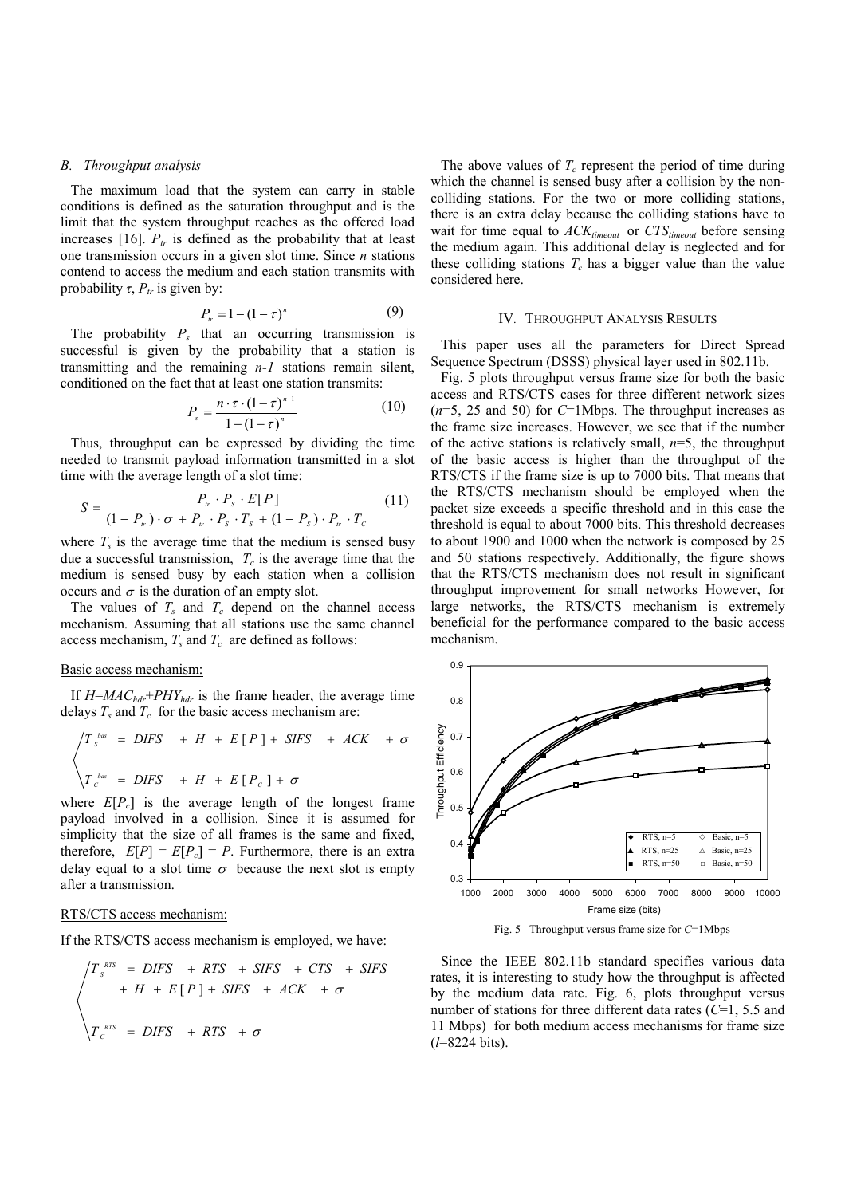### B. Throughput analysis

The maximum load that the system can carry in stable conditions is defined as the saturation throughput and is the limit that the system throughput reaches as the offered load increases [16]. $P_{tr}$ is defined as the probability that at least one transmission occurs in a given slot time. Since $n$ stations contend to access the medium and each station transmits with probability $\tau$, $P_{tr}$ is given by:

$$P_{tr} = 1 - (1-\tau)^n \tag{9}$$

The probability $P_s$ that an occurring transmission is successful is given by the probability that a station is transmitting and the remaining $n$-1 stations remain silent, conditioned on the fact that at least one station transmits:

$$P_s = \frac{n \cdot \tau \cdot (1-\tau)^{n-1}}{1-(1-\tau)^n} \tag{10}$$

Thus, throughput can be expressed by dividing the time needed to transmit payload information transmitted in a slot time with the average length of a slot time:

$$S = \frac{P_{tr} \cdot P_S \cdot E[P]}{(1-P_{tr}) \cdot \sigma + P_{tr} \cdot P_S \cdot T_S + (1-P_S) \cdot P_{tr} \cdot T_C} \tag{11}$$

where $T_s$ is the average time that the medium is sensed busy due a successful transmission, $T_c$ is the average time that the medium is sensed busy by each station when a collision occurs and $\sigma$ is the duration of an empty slot.

The values of $T_s$ and $T_c$ depend on the channel access mechanism. Assuming that all stations use the same channel access mechanism, $T_s$ and $T_c$ are defined as follows:

Basic access mechanism:

If $H$=$MAC_{hdr}$+$PHY_{hdr}$ is the frame header, the average time delays $T_s$ and $T_c$ for the basic access mechanism are:

$$\begin{cases} T_S^{bas} = DIFS + H + E[P] + SIFS + ACK + \sigma \\ T_C^{bas} = DIFS + H + E[P_c] + \sigma \end{cases}$$

where $E[P_c]$ is the average length of the longest frame payload involved in a collision. Since it is assumed for simplicity that the size of all frames is the same and fixed, therefore, $E[P] = E[P_c] = P$. Furthermore, there is an extra delay equal to a slot time $\sigma$ because the next slot is empty after a transmission.

RTS/CTS access mechanism:

If the RTS/CTS access mechanism is employed, we have:

$$\begin{cases} T_S^{RTS} = DIFS + RTS + SIFS + CTS + SIFS \\ \qquad + H + E[P] + SIFS + ACK + \sigma \\ T_C^{RTS} = DIFS + RTS + \sigma \end{cases}$$

The above values of $T_c$ represent the period of time during which the channel is sensed busy after a collision by the non-colliding stations. For the two or more colliding stations, there is an extra delay because the colliding stations have to wait for time equal to $ACK_{timeout}$ or $CTS_{timeout}$ before sensing the medium again. This additional delay is neglected and for these colliding stations $T_c$ has a bigger value than the value considered here.

## IV. Throughput Analysis Results

This paper uses all the parameters for Direct Spread Sequence Spectrum (DSSS) physical layer used in 802.11b.

Fig. 5 plots throughput versus frame size for both the basic access and RTS/CTS cases for three different network sizes ($n$=5, 25 and 50) for $C$=1Mbps. The throughput increases as the frame size increases. However, we see that if the number of the active stations is relatively small, $n$=5, the throughput of the basic access is higher than the throughput of the RTS/CTS if the frame size is up to 7000 bits. That means that the RTS/CTS mechanism should be employed when the packet size exceeds a specific threshold and in this case the threshold is equal to about 7000 bits. This threshold decreases to about 1900 and 1000 when the network is composed by 25 and 50 stations respectively. Additionally, the figure shows that the RTS/CTS mechanism does not result in significant throughput improvement for small networks However, for large networks, the RTS/CTS mechanism is extremely beneficial for the performance compared to the basic access mechanism.

Fig. 5 Throughput versus frame size for $C$=1Mbps

Since the IEEE 802.11b standard specifies various data rates, it is interesting to study how the throughput is affected by the medium data rate. Fig. 6, plots throughput versus number of stations for three different data rates ($C$=1, 5.5 and 11 Mbps) for both medium access mechanisms for frame size ($l$=8224 bits).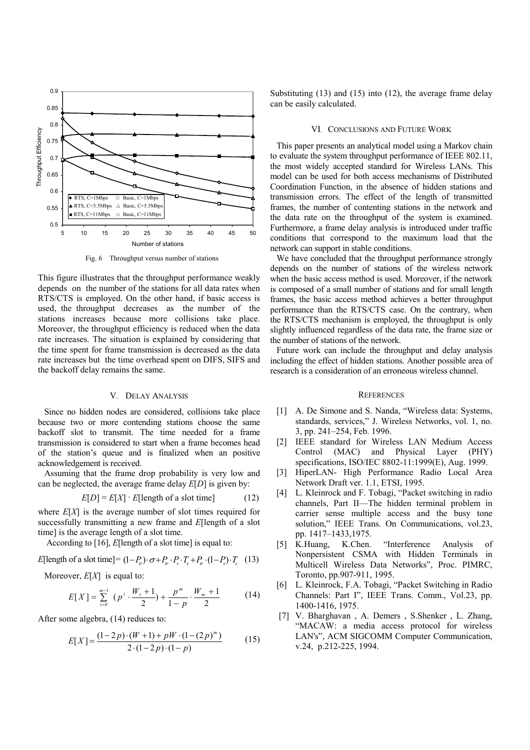Fig. 6 Throughput versus number of stations

This figure illustrates that the throughput performance weakly depends on the number of the stations for all data rates when RTS/CTS is employed. On the other hand, if basic access is used, the throughput decreases as the number of the stations increases because more collisions take place. Moreover, the throughput efficiency is reduced when the data rate increases. The situation is explained by considering that the time spent for frame transmission is decreased as the data rate increases but the time overhead spent on DIFS, SIFS and the backoff delay remains the same.

## V. Delay Analysis

Since no hidden nodes are considered, collisions take place because two or more contending stations choose the same backoff slot to transmit. The time needed for a frame transmission is considered to start when a frame becomes head of the station's queue and is finalized when an positive acknowledgement is received.

Assuming that the frame drop probability is very low and can be neglected, the average frame delay $E[D]$ is given by:

$$E[D] = E[X] \cdot E[\text{length of a slot time}] \qquad (12)$$

where $E[X]$ is the average number of slot times required for successfully transmitting a new frame and $E$[length of a slot time] is the average length of a slot time.

According to [16], $E$[length of a slot time] is equal to:

$$E[\text{length of a slot time}] = (1-P_{tr})\cdot\sigma + P_{tr}\cdot P_s\cdot T_s + P_{tr}\cdot(1-P_s)\cdot T_c \qquad (13)$$

Moreover, $E[X]$ is equal to:

$$E[X] = \sum_{i=0}^{m-1}\left(p^i \cdot \frac{W_i+1}{2}\right) + \frac{p^m}{1-p}\cdot\frac{W_m+1}{2} \qquad (14)$$

After some algebra, (14) reduces to:

$$E[X] = \frac{(1-2p)\cdot(W+1) + pW\cdot(1-(2p)^m)}{2\cdot(1-2p)\cdot(1-p)} \qquad (15)$$

Substituting (13) and (15) into (12), the average frame delay can be easily calculated.

## VI. Conclusions and Future Work

This paper presents an analytical model using a Markov chain to evaluate the system throughput performance of IEEE 802.11, the most widely accepted standard for Wireless LANs. This model can be used for both access mechanisms of Distributed Coordination Function, in the absence of hidden stations and transmission errors. The effect of the length of transmitted frames, the number of contenting stations in the network and the data rate on the throughput of the system is examined. Furthermore, a frame delay analysis is introduced under traffic conditions that correspond to the maximum load that the network can support in stable conditions.

We have concluded that the throughput performance strongly depends on the number of stations of the wireless network when the basic access method is used. Moreover, if the network is composed of a small number of stations and for small length frames, the basic access method achieves a better throughput performance than the RTS/CTS case. On the contrary, when the RTS/CTS mechanism is employed, the throughput is only slightly influenced regardless of the data rate, the frame size or the number of stations of the network.

Future work can include the throughput and delay analysis including the effect of hidden stations. Another possible area of research is a consideration of an erroneous wireless channel.

## References

[1] A. De Simone and S. Nanda, "Wireless data: Systems, standards, services," J. Wireless Networks, vol. 1, no. 3, pp. 241–254, Feb. 1996.

[2] IEEE standard for Wireless LAN Medium Access Control (MAC) and Physical Layer (PHY) specifications, ISO/IEC 8802-11:1999(E), Aug. 1999.

[3] HiperLAN- High Performance Radio Local Area Network Draft ver. 1.1, ETSI, 1995.

[4] L. Kleinrock and F. Tobagi, "Packet switching in radio channels, Part II—The hidden terminal problem in carrier sense multiple access and the busy tone solution," IEEE Trans. On Communications, vol.23, pp. 1417–1433,1975.

[5] K.Huang, K.Chen. "Interference Analysis of Nonpersistent CSMA with Hidden Terminals in Multicell Wireless Data Networks", Proc. PIMRC, Toronto, pp.907-911, 1995.

[6] L. Kleinrock, F.A. Tobagi, "Packet Switching in Radio Channels: Part I", IEEE Trans. Comm., Vol.23, pp. 1400-1416, 1975.

[7] V. Bharghavan , A. Demers , S.Shenker , L. Zhang, "MACAW: a media access protocol for wireless LAN's", ACM SIGCOMM Computer Communication, v.24, p.212-225, 1994.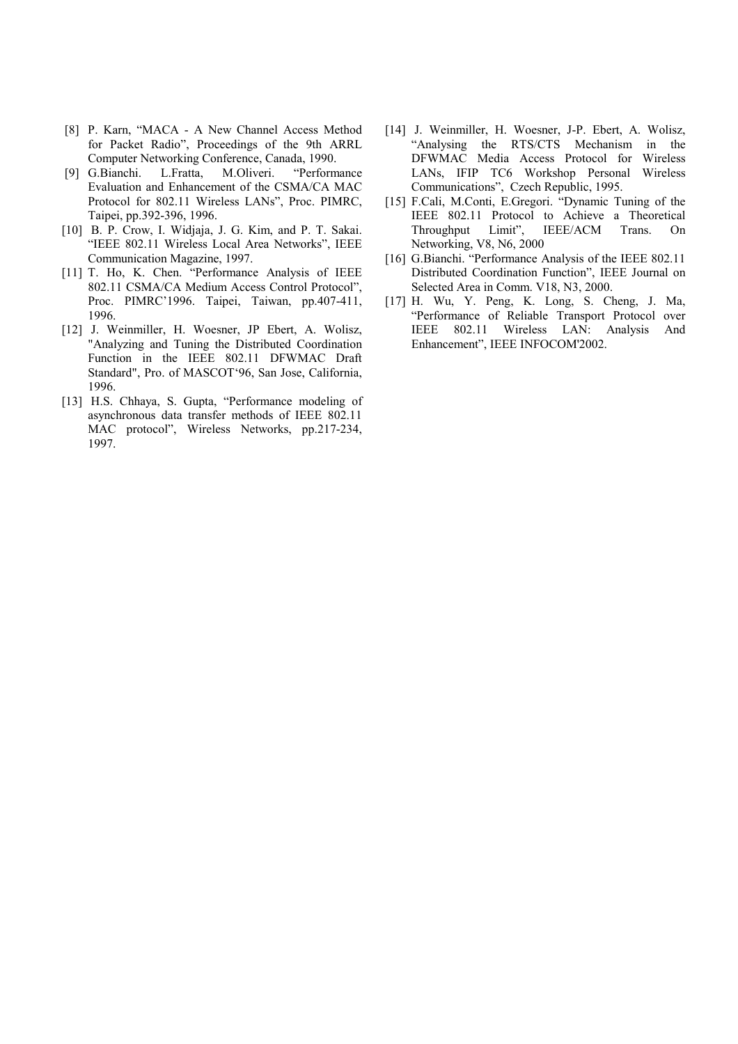[8] P. Karn, “MACA - A New Channel Access Method for Packet Radio”, Proceedings of the 9th ARRL Computer Networking Conference, Canada, 1990.

[9] G.Bianchi. L.Fratta, M.Oliveri. “Performance Evaluation and Enhancement of the CSMA/CA MAC Protocol for 802.11 Wireless LANs”, Proc. PIMRC, Taipei, pp.392-396, 1996.

[10] B. P. Crow, I. Widjaja, J. G. Kim, and P. T. Sakai. “IEEE 802.11 Wireless Local Area Networks”, IEEE Communication Magazine, 1997.

[11] T. Ho, K. Chen. “Performance Analysis of IEEE 802.11 CSMA/CA Medium Access Control Protocol”, Proc. PIMRC’1996. Taipei, Taiwan, pp.407-411, 1996.

[12] J. Weinmiller, H. Woesner, JP Ebert, A. Wolisz, "Analyzing and Tuning the Distributed Coordination Function in the IEEE 802.11 DFWMAC Draft Standard", Pro. of MASCOT‘96, San Jose, California, 1996.

[13] H.S. Chhaya, S. Gupta, “Performance modeling of asynchronous data transfer methods of IEEE 802.11 MAC protocol”, Wireless Networks, pp.217-234, 1997.

[14] J. Weinmiller, H. Woesner, J-P. Ebert, A. Wolisz, “Analysing the RTS/CTS Mechanism in the DFWMAC Media Access Protocol for Wireless LANs, IFIP TC6 Workshop Personal Wireless Communications”, Czech Republic, 1995.

[15] F.Cali, M.Conti, E.Gregori. “Dynamic Tuning of the IEEE 802.11 Protocol to Achieve a Theoretical Throughput Limit”, IEEE/ACM Trans. On Networking, V8, N6, 2000

[16] G.Bianchi. “Performance Analysis of the IEEE 802.11 Distributed Coordination Function”, IEEE Journal on Selected Area in Comm. V18, N3, 2000.

[17] H. Wu, Y. Peng, K. Long, S. Cheng, J. Ma, “Performance of Reliable Transport Protocol over IEEE 802.11 Wireless LAN: Analysis And Enhancement”, IEEE INFOCOM'2002.